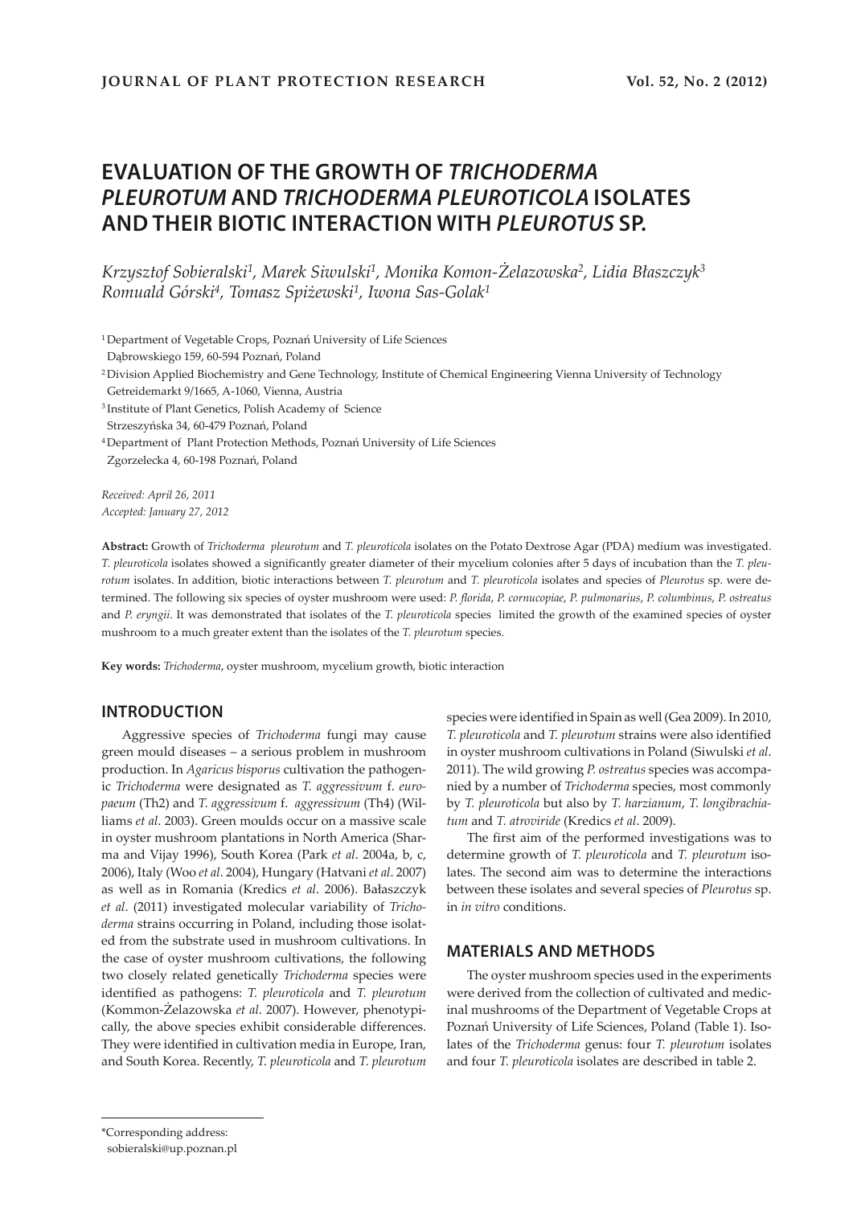# EVALUATION OF THE GROWTH OF *TRICHODERMA PLEUROTUM* AND *TRICHODERMA PLEUROTICOLA* ISOLATES AND THEIR BIOTIC INTERACTION WITH *PLEUROTUS* SP.

*Krzysztof Sobieralski*[1], *Marek Siwulski*[1], *Monika Komon-Żelazowska*[2], *Lidia Błaszczyk*[3] *Romuald Górski*[4], *Tomasz Spiżewski*[1], *Iwona Sas-Golak*[1]

[1] Department of Vegetable Crops, Poznań University of Life Sciences
Dąbrowskiego 159, 60-594 Poznań, Poland

[2] Division Applied Biochemistry and Gene Technology, Institute of Chemical Engineering Vienna University of Technology
Getreidemarkt 9/1665, A-1060, Vienna, Austria

[3] Institute of Plant Genetics, Polish Academy of Science
Strzeszyńska 34, 60-479 Poznań, Poland

[4] Department of Plant Protection Methods, Poznań University of Life Sciences
Zgorzelecka 4, 60-198 Poznań, Poland

*Received: April 26, 2011*
*Accepted: January 27, 2012*

**Abstract:** Growth of *Trichoderma pleurotum* and *T. pleuroticola* isolates on the Potato Dextrose Agar (PDA) medium was investigated. *T. pleuroticola* isolates showed a significantly greater diameter of their mycelium colonies after 5 days of incubation than the *T. pleurotum* isolates. In addition, biotic interactions between *T. pleurotum* and *T. pleuroticola* isolates and species of *Pleurotus* sp. were determined. The following six species of oyster mushroom were used: *P. florida*, *P. cornucopiae*, *P. pulmonarius*, *P. columbinus*, *P. ostreatus* and *P. eryngii*. It was demonstrated that isolates of the *T. pleuroticola* species limited the growth of the examined species of oyster mushroom to a much greater extent than the isolates of the *T. pleurotum* species.

**Key words:** *Trichoderma*, oyster mushroom, mycelium growth, biotic interaction

## INTRODUCTION

Aggressive species of *Trichoderma* fungi may cause green mould diseases – a serious problem in mushroom production. In *Agaricus bisporus* cultivation the pathogenic *Trichoderma* were designated as *T. aggressivum* f. *europaeum* (Th2) and *T. aggressivum* f. *aggressivum* (Th4) (Williams *et al*. 2003). Green moulds occur on a massive scale in oyster mushroom plantations in North America (Sharma and Vijay 1996), South Korea (Park *et al*. 2004a, b, c, 2006), Italy (Woo *et al*. 2004), Hungary (Hatvani *et al*. 2007) as well as in Romania (Kredics *et al*. 2006). Bałaszczyk *et al*. (2011) investigated molecular variability of *Trichoderma* strains occurring in Poland, including those isolated from the substrate used in mushroom cultivations. In the case of oyster mushroom cultivations, the following two closely related genetically *Trichoderma* species were identified as pathogens: *T. pleuroticola* and *T. pleurotum* (Kommon-Żelazowska *et al*. 2007). However, phenotypically, the above species exhibit considerable differences. They were identified in cultivation media in Europe, Iran, and South Korea. Recently, *T. pleuroticola* and *T. pleurotum* species were identified in Spain as well (Gea 2009). In 2010, *T. pleuroticola* and *T. pleurotum* strains were also identified in oyster mushroom cultivations in Poland (Siwulski *et al*. 2011). The wild growing *P. ostreatus* species was accompanied by a number of *Trichoderma* species, most commonly by *T. pleuroticola* but also by *T. harzianum*, *T. longibrachiatum* and *T. atroviride* (Kredics *et al*. 2009).

The first aim of the performed investigations was to determine growth of *T. pleuroticola* and *T. pleurotum* isolates. The second aim was to determine the interactions between these isolates and several species of *Pleurotus* sp. in *in vitro* conditions.

## MATERIALS AND METHODS

The oyster mushroom species used in the experiments were derived from the collection of cultivated and medicinal mushrooms of the Department of Vegetable Crops at Poznań University of Life Sciences, Poland (Table 1). Isolates of the *Trichoderma* genus: four *T. pleurotum* isolates and four *T. pleuroticola* isolates are described in table 2.

---

*Corresponding address:
sobieralski@up.poznan.pl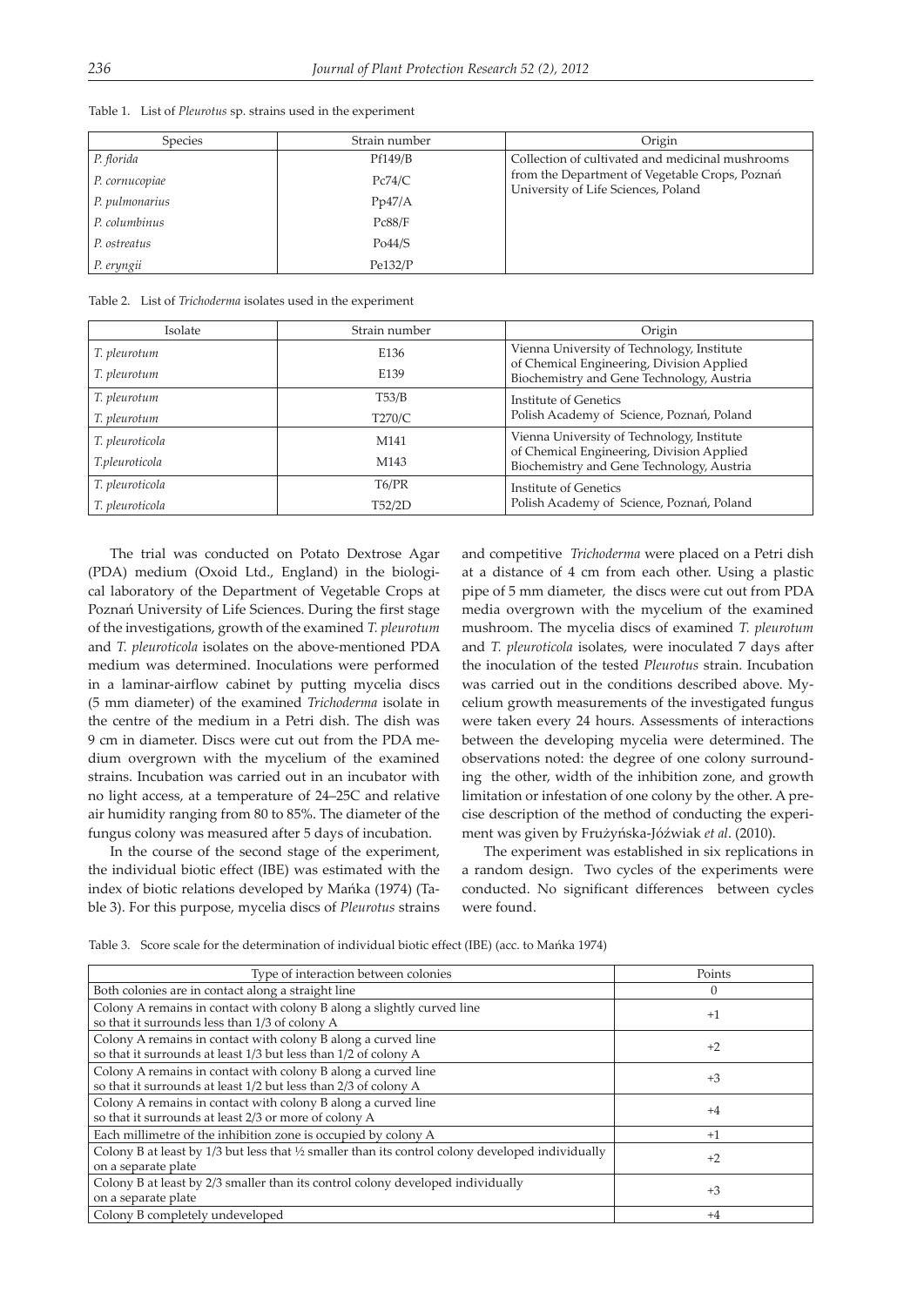Table 1. List of *Pleurotus* sp. strains used in the experiment

| Species | Strain number | Origin |
|---|---|---|
| *P. florida* | Pf149/B | Collection of cultivated and medicinal mushrooms from the Department of Vegetable Crops, Poznań University of Life Sciences, Poland |
| *P. cornucopiae* | Pc74/C | |
| *P. pulmonarius* | Pp47/A | |
| *P. columbinus* | Pc88/F | |
| *P. ostreatus* | Po44/S | |
| *P. eryngii* | Pe132/P | |

Table 2. List of *Trichoderma* isolates used in the experiment

| Isolate | Strain number | Origin |
|---|---|---|
| *T. pleurotum* | E136 | Vienna University of Technology, Institute of Chemical Engineering, Division Applied Biochemistry and Gene Technology, Austria |
| *T. pleurotum* | E139 | |
| *T. pleurotum* | T53/B | Institute of Genetics Polish Academy of Science, Poznań, Poland |
| *T. pleurotum* | T270/C | |
| *T. pleuroticola* | M141 | Vienna University of Technology, Institute of Chemical Engineering, Division Applied Biochemistry and Gene Technology, Austria |
| *T.pleuroticola* | M143 | |
| *T. pleuroticola* | T6/PR | Institute of Genetics Polish Academy of Science, Poznań, Poland |
| *T. pleuroticola* | T52/2D | |

The trial was conducted on Potato Dextrose Agar (PDA) medium (Oxoid Ltd., England) in the biological laboratory of the Department of Vegetable Crops at Poznań University of Life Sciences. During the first stage of the investigations, growth of the examined *T. pleurotum* and *T. pleuroticola* isolates on the above-mentioned PDA medium was determined. Inoculations were performed in a laminar-airflow cabinet by putting mycelia discs (5 mm diameter) of the examined *Trichoderma* isolate in the centre of the medium in a Petri dish. The dish was 9 cm in diameter. Discs were cut out from the PDA medium overgrown with the mycelium of the examined strains. Incubation was carried out in an incubator with no light access, at a temperature of 24–25C and relative air humidity ranging from 80 to 85%. The diameter of the fungus colony was measured after 5 days of incubation.

In the course of the second stage of the experiment, the individual biotic effect (IBE) was estimated with the index of biotic relations developed by Mańka (1974) (Table 3). For this purpose, mycelia discs of *Pleurotus* strains and competitive *Trichoderma* were placed on a Petri dish at a distance of 4 cm from each other. Using a plastic pipe of 5 mm diameter, the discs were cut out from PDA media overgrown with the mycelium of the examined mushroom. The mycelia discs of examined *T. pleurotum* and *T. pleuroticola* isolates, were inoculated 7 days after the inoculation of the tested *Pleurotus* strain. Incubation was carried out in the conditions described above. Mycelium growth measurements of the investigated fungus were taken every 24 hours. Assessments of interactions between the developing mycelia were determined. The observations noted: the degree of one colony surrounding the other, width of the inhibition zone, and growth limitation or infestation of one colony by the other. A precise description of the method of conducting the experiment was given by Frużyńska-Jóźwiak *et al*. (2010).

The experiment was established in six replications in a random design. Two cycles of the experiments were conducted. No significant differences between cycles were found.

Table 3. Score scale for the determination of individual biotic effect (IBE) (acc. to Mańka 1974)

| Type of interaction between colonies | Points |
|---|---|
| Both colonies are in contact along a straight line | 0 |
| Colony A remains in contact with colony B along a slightly curved line so that it surrounds less than 1/3 of colony A | +1 |
| Colony A remains in contact with colony B along a curved line so that it surrounds at least 1/3 but less than 1/2 of colony A | +2 |
| Colony A remains in contact with colony B along a curved line so that it surrounds at least 1/2 but less than 2/3 of colony A | +3 |
| Colony A remains in contact with colony B along a curved line so that it surrounds at least 2/3 or more of colony A | +4 |
| Each millimetre of the inhibition zone is occupied by colony A | +1 |
| Colony B at least by 1/3 but less that ½ smaller than its control colony developed individually on a separate plate | +2 |
| Colony B at least by 2/3 smaller than its control colony developed individually on a separate plate | +3 |
| Colony B completely undeveloped | +4 |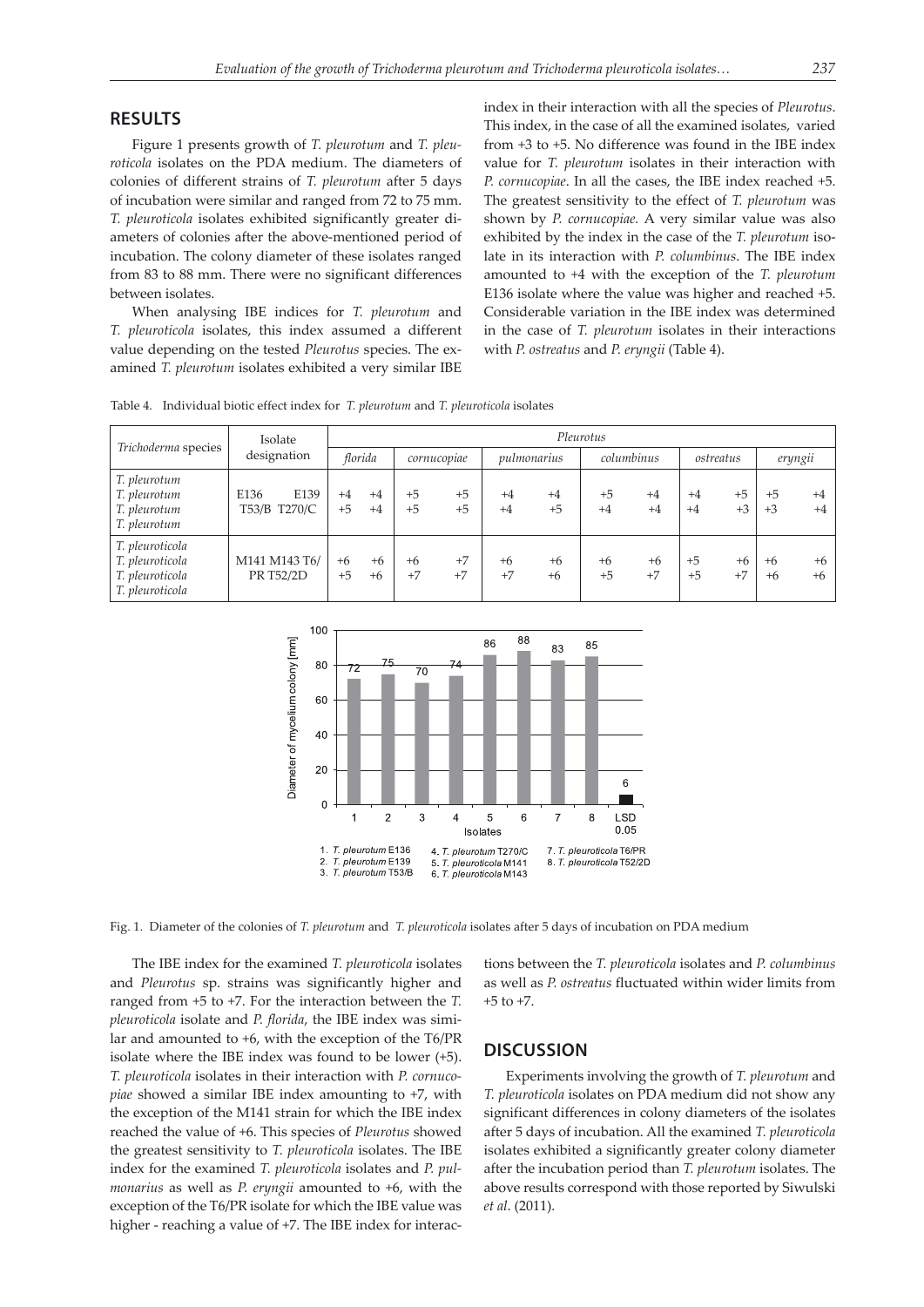## RESULTS

Figure 1 presents growth of *T. pleurotum* and *T. pleuroticola* isolates on the PDA medium. The diameters of colonies of different strains of *T. pleurotum* after 5 days of incubation were similar and ranged from 72 to 75 mm. *T. pleuroticola* isolates exhibited significantly greater diameters of colonies after the above-mentioned period of incubation. The colony diameter of these isolates ranged from 83 to 88 mm. There were no significant differences between isolates.

When analysing IBE indices for *T. pleurotum* and *T. pleuroticola* isolates, this index assumed a different value depending on the tested *Pleurotus* species. The examined *T. pleurotum* isolates exhibited a very similar IBE index in their interaction with all the species of *Pleurotus*. This index, in the case of all the examined isolates, varied from +3 to +5. No difference was found in the IBE index value for *T. pleurotum* isolates in their interaction with *P. cornucopiae*. In all the cases, the IBE index reached +5. The greatest sensitivity to the effect of *T. pleurotum* was shown by *P. cornucopiae*. A very similar value was also exhibited by the index in the case of the *T. pleurotum* isolate in its interaction with *P. columbinus*. The IBE index amounted to +4 with the exception of the *T. pleurotum* E136 isolate where the value was higher and reached +5. Considerable variation in the IBE index was determined in the case of *T. pleurotum* isolates in their interactions with *P. ostreatus* and *P. eryngii* (Table 4).

Table 4. Individual biotic effect index for *T. pleurotum* and *T. pleuroticola* isolates

| *Trichoderma* species | Isolate designation | *Pleurotus* | | | | | | | | | | | |
|---|---|---|---|---|---|---|---|---|---|---|---|---|---|
| | | *florida* | | *cornucopiae* | | *pulmonarius* | | *columbinus* | | *ostreatus* | | *eryngii* | |
| *T. pleurotum* / *T. pleurotum* | E136 E139 | +4 | +4 | +5 | +5 | +4 | +4 | +5 | +4 | +4 | +5 | +5 | +4 |
| *T. pleurotum* / *T. pleurotum* | T53/B T270/C | +5 | +4 | +5 | +5 | +4 | +5 | +4 | +4 | +4 | +3 | +3 | +4 |
| *T. pleuroticola* / *T. pleuroticola* | M141 M143 | +6 | +6 | +6 | +7 | +6 | +6 | +6 | +6 | +5 | +6 | +6 | +6 |
| *T. pleuroticola* / *T. pleuroticola* | T6/PR T52/2D | +5 | +6 | +7 | +7 | +7 | +6 | +5 | +7 | +5 | +7 | +6 | +6 |

Fig. 1. Diameter of the colonies of *T. pleurotum* and *T. pleuroticola* isolates after 5 days of incubation on PDA medium

The IBE index for the examined *T. pleuroticola* isolates and *Pleurotus* sp. strains was significantly higher and ranged from +5 to +7. For the interaction between the *T. pleuroticola* isolate and *P. florida*, the IBE index was similar and amounted to +6, with the exception of the T6/PR isolate where the IBE index was found to be lower (+5). *T. pleuroticola* isolates in their interaction with *P. cornucopiae* showed a similar IBE index amounting to +7, with the exception of the M141 strain for which the IBE index reached the value of +6. This species of *Pleurotus* showed the greatest sensitivity to *T. pleuroticola* isolates. The IBE index for the examined *T. pleuroticola* isolates and *P. pulmonarius* as well as *P. eryngii* amounted to +6, with the exception of the T6/PR isolate for which the IBE value was higher - reaching a value of +7. The IBE index for interactions between the *T. pleuroticola* isolates and *P. columbinus* as well as *P. ostreatus* fluctuated within wider limits from +5 to +7.

## DISCUSSION

Experiments involving the growth of *T. pleurotum* and *T. pleuroticola* isolates on PDA medium did not show any significant differences in colony diameters of the isolates after 5 days of incubation. All the examined *T. pleuroticola* isolates exhibited a significantly greater colony diameter after the incubation period than *T. pleurotum* isolates. The above results correspond with those reported by Siwulski *et al*. (2011).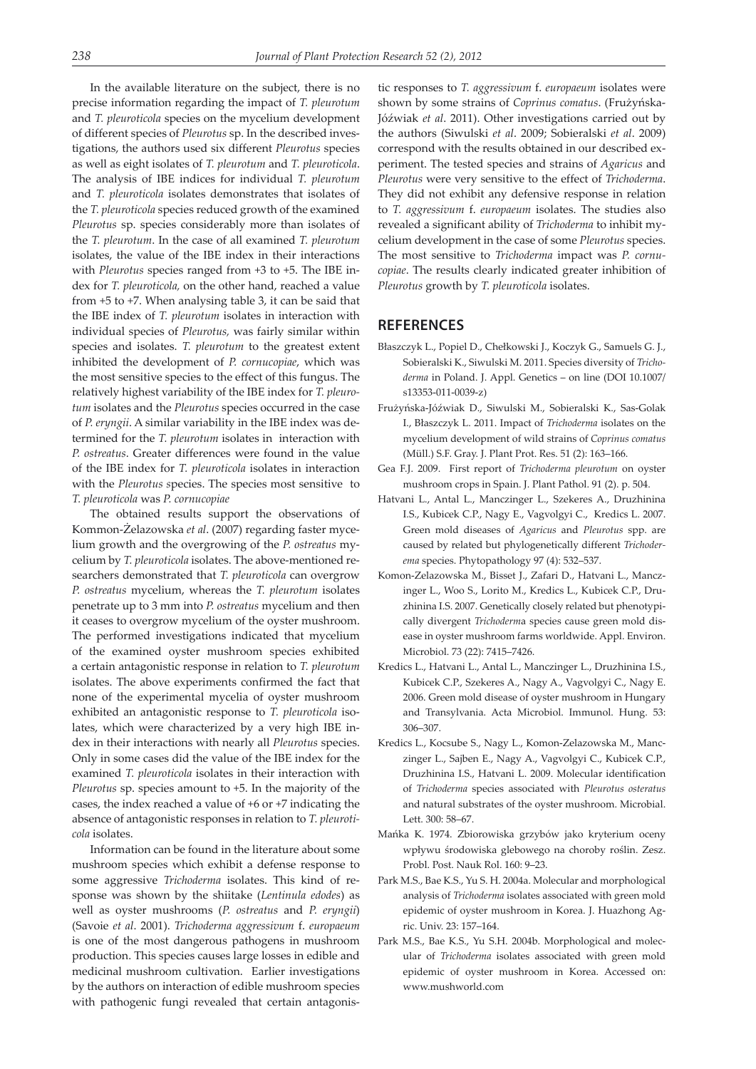In the available literature on the subject, there is no precise information regarding the impact of *T. pleurotum* and *T. pleuroticola* species on the mycelium development of different species of *Pleurotus* sp. In the described investigations, the authors used six different *Pleurotus* species as well as eight isolates of *T. pleurotum* and *T. pleuroticola*. The analysis of IBE indices for individual *T. pleurotum* and *T. pleuroticola* isolates demonstrates that isolates of the *T. pleuroticola* species reduced growth of the examined *Pleurotus* sp. species considerably more than isolates of the *T. pleurotum*. In the case of all examined *T. pleurotum* isolates, the value of the IBE index in their interactions with *Pleurotus* species ranged from +3 to +5. The IBE index for *T. pleuroticola,* on the other hand, reached a value from +5 to +7. When analysing table 3, it can be said that the IBE index of *T. pleurotum* isolates in interaction with individual species of *Pleurotus,* was fairly similar within species and isolates. *T. pleurotum* to the greatest extent inhibited the development of *P. cornucopiae*, which was the most sensitive species to the effect of this fungus. The relatively highest variability of the IBE index for *T. pleurotum* isolates and the *Pleurotus* species occurred in the case of *P. eryngii*. A similar variability in the IBE index was determined for the *T. pleurotum* isolates in interaction with *P. ostreatus*. Greater differences were found in the value of the IBE index for *T. pleuroticola* isolates in interaction with the *Pleurotus* species. The species most sensitive to *T. pleuroticola* was *P. cornucopiae*

The obtained results support the observations of Kommon-Żelazowska *et al*. (2007) regarding faster mycelium growth and the overgrowing of the *P. ostreatus* mycelium by *T. pleuroticola* isolates. The above-mentioned researchers demonstrated that *T. pleuroticola* can overgrow *P. ostreatus* mycelium, whereas the *T. pleurotum* isolates penetrate up to 3 mm into *P. ostreatus* mycelium and then it ceases to overgrow mycelium of the oyster mushroom. The performed investigations indicated that mycelium of the examined oyster mushroom species exhibited a certain antagonistic response in relation to *T. pleurotum* isolates. The above experiments confirmed the fact that none of the experimental mycelia of oyster mushroom exhibited an antagonistic response to *T. pleuroticola* isolates, which were characterized by a very high IBE index in their interactions with nearly all *Pleurotus* species. Only in some cases did the value of the IBE index for the examined *T. pleuroticola* isolates in their interaction with *Pleurotus* sp. species amount to +5. In the majority of the cases, the index reached a value of +6 or +7 indicating the absence of antagonistic responses in relation to *T. pleuroticola* isolates.

Information can be found in the literature about some mushroom species which exhibit a defense response to some aggressive *Trichoderma* isolates. This kind of response was shown by the shiitake (*Lentinula edodes*) as well as oyster mushrooms (*P. ostreatus* and *P. eryngii*) (Savoie *et al*. 2001). *Trichoderma aggressivum* f. *europaeum* is one of the most dangerous pathogens in mushroom production. This species causes large losses in edible and medicinal mushroom cultivation. Earlier investigations by the authors on interaction of edible mushroom species with pathogenic fungi revealed that certain antagonistic responses to *T. aggressivum* f. *europaeum* isolates were shown by some strains of *Coprinus comatus*. (Frużyńska-Jóźwiak *et al*. 2011). Other investigations carried out by the authors (Siwulski *et al*. 2009; Sobieralski *et al*. 2009) correspond with the results obtained in our described experiment. The tested species and strains of *Agaricus* and *Pleurotus* were very sensitive to the effect of *Trichoderma*. They did not exhibit any defensive response in relation to *T. aggressivum* f. *europaeum* isolates. The studies also revealed a significant ability of *Trichoderma* to inhibit mycelium development in the case of some *Pleurotus* species. The most sensitive to *Trichoderma* impact was *P. cornucopiae*. The results clearly indicated greater inhibition of *Pleurotus* growth by *T. pleuroticola* isolates.

## REFERENCES

Błaszczyk L., Popiel D., Chełkowski J., Koczyk G., Samuels G. J., Sobieralski K., Siwulski M. 2011. Species diversity of *Trichoderma* in Poland. J. Appl. Genetics – on line (DOI 10.1007/s13353-011-0039-z)

Frużyńska-Jóźwiak D., Siwulski M., Sobieralski K., Sas-Golak I., Błaszczyk L. 2011. Impact of *Trichoderma* isolates on the mycelium development of wild strains of *Coprinus comatus* (Müll.) S.F. Gray. J. Plant Prot. Res. 51 (2): 163–166.

Gea F.J. 2009. First report of *Trichoderma pleurotum* on oyster mushroom crops in Spain. J. Plant Pathol. 91 (2). p. 504.

Hatvani L., Antal L., Manczinger L., Szekeres A., Druzhinina I.S., Kubicek C.P., Nagy E., Vagvolgyi C., Kredics L. 2007. Green mold diseases of *Agaricus* and *Pleurotus* spp. are caused by related but phylogenetically different *Trichoderema* species. Phytopathology 97 (4): 532–537.

Komon-Zelazowska M., Bisset J., Zafari D., Hatvani L., Manczinger L., Woo S., Lorito M., Kredics L., Kubicek C.P., Druzhinina I.S. 2007. Genetically closely related but phenotypically divergent *Trichoderma* species cause green mold disease in oyster mushroom farms worldwide. Appl. Environ. Microbiol. 73 (22): 7415–7426.

Kredics L., Hatvani L., Antal L., Manczinger L., Druzhinina I.S., Kubicek C.P., Szekeres A., Nagy A., Vagvolgyi C., Nagy E. 2006. Green mold disease of oyster mushroom in Hungary and Transylvania. Acta Microbiol. Immunol. Hung. 53: 306–307.

Kredics L., Kocsube S., Nagy L., Komon-Zelazowska M., Manczinger L., Sajben E., Nagy A., Vagvolgyi C., Kubicek C.P., Druzhinina I.S., Hatvani L. 2009. Molecular identification of *Trichoderma* species associated with *Pleurotus osteratus* and natural substrates of the oyster mushroom. Microbial. Lett. 300: 58–67.

Mańka K. 1974. Zbiorowiska grzybów jako kryterium oceny wpływu środowiska glebowego na choroby roślin. Zesz. Probl. Post. Nauk Rol. 160: 9–23.

Park M.S., Bae K.S., Yu S. H. 2004a. Molecular and morphological analysis of *Trichoderma* isolates associated with green mold epidemic of oyster mushroom in Korea. J. Huazhong Agric. Univ. 23: 157–164.

Park M.S., Bae K.S., Yu S.H. 2004b. Morphological and molecular of *Trichoderma* isolates associated with green mold epidemic of oyster mushroom in Korea. Accessed on: www.mushworld.com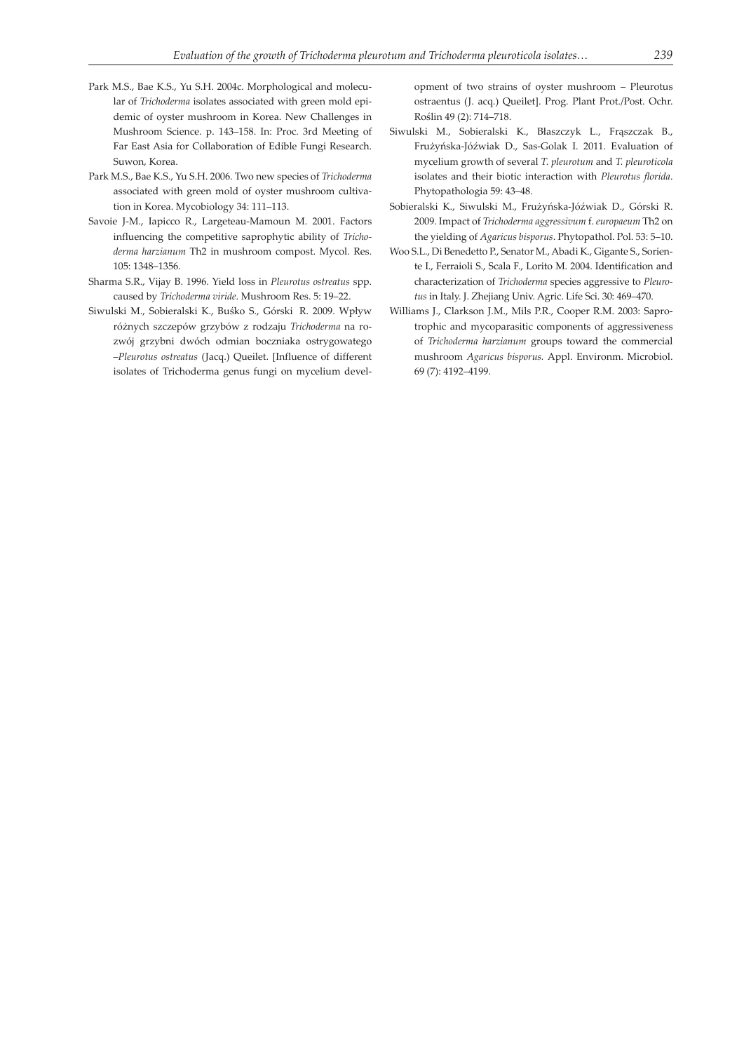Park M.S., Bae K.S., Yu S.H. 2004c. Morphological and molecular of *Trichoderma* isolates associated with green mold epidemic of oyster mushroom in Korea. New Challenges in Mushroom Science. p. 143–158. In: Proc. 3rd Meeting of Far East Asia for Collaboration of Edible Fungi Research. Suwon, Korea.

Park M.S., Bae K.S., Yu S.H. 2006. Two new species of *Trichoderma* associated with green mold of oyster mushroom cultivation in Korea. Mycobiology 34: 111–113.

Savoie J-M., Iapicco R., Largeteau-Mamoun M. 2001. Factors influencing the competitive saprophytic ability of *Trichoderma harzianum* Th2 in mushroom compost. Mycol. Res. 105: 1348–1356.

Sharma S.R., Vijay B. 1996. Yield loss in *Pleurotus ostreatus* spp. caused by *Trichoderma viride*. Mushroom Res. 5: 19–22.

Siwulski M., Sobieralski K., Buśko S., Górski R. 2009. Wpływ różnych szczepów grzybów z rodzaju *Trichoderma* na rozwój grzybni dwóch odmian boczniaka ostrygowatego –*Pleurotus ostreatus* (Jacq.) Queilet. [Influence of different isolates of Trichoderma genus fungi on mycelium development of two strains of oyster mushroom – Pleurotus ostraentus (J. acq.) Queilet]. Prog. Plant Prot./Post. Ochr. Roślin 49 (2): 714–718.

Siwulski M., Sobieralski K., Błaszczyk L., Frąszczak B., Frużyńska-Jóźwiak D., Sas-Golak I. 2011. Evaluation of mycelium growth of several *T. pleurotum* and *T. pleuroticola* isolates and their biotic interaction with *Pleurotus florida*. Phytopathologia 59: 43–48.

Sobieralski K., Siwulski M., Frużyńska-Jóźwiak D., Górski R. 2009. Impact of *Trichoderma aggressivum* f. *europaeum* Th2 on the yielding of *Agaricus bisporus*. Phytopathol. Pol. 53: 5–10.

Woo S.L., Di Benedetto P., Senator M., Abadi K., Gigante S., Soriente I., Ferraioli S., Scala F., Lorito M. 2004. Identification and characterization of *Trichoderma* species aggressive to *Pleurotus* in Italy. J. Zhejiang Univ. Agric. Life Sci. 30: 469–470.

Williams J., Clarkson J.M., Mils P.R., Cooper R.M. 2003: Saprotrophic and mycoparasitic components of aggressiveness of *Trichoderma harzianum* groups toward the commercial mushroom *Agaricus bisporus*. Appl. Environm. Microbiol. 69 (7): 4192–4199.